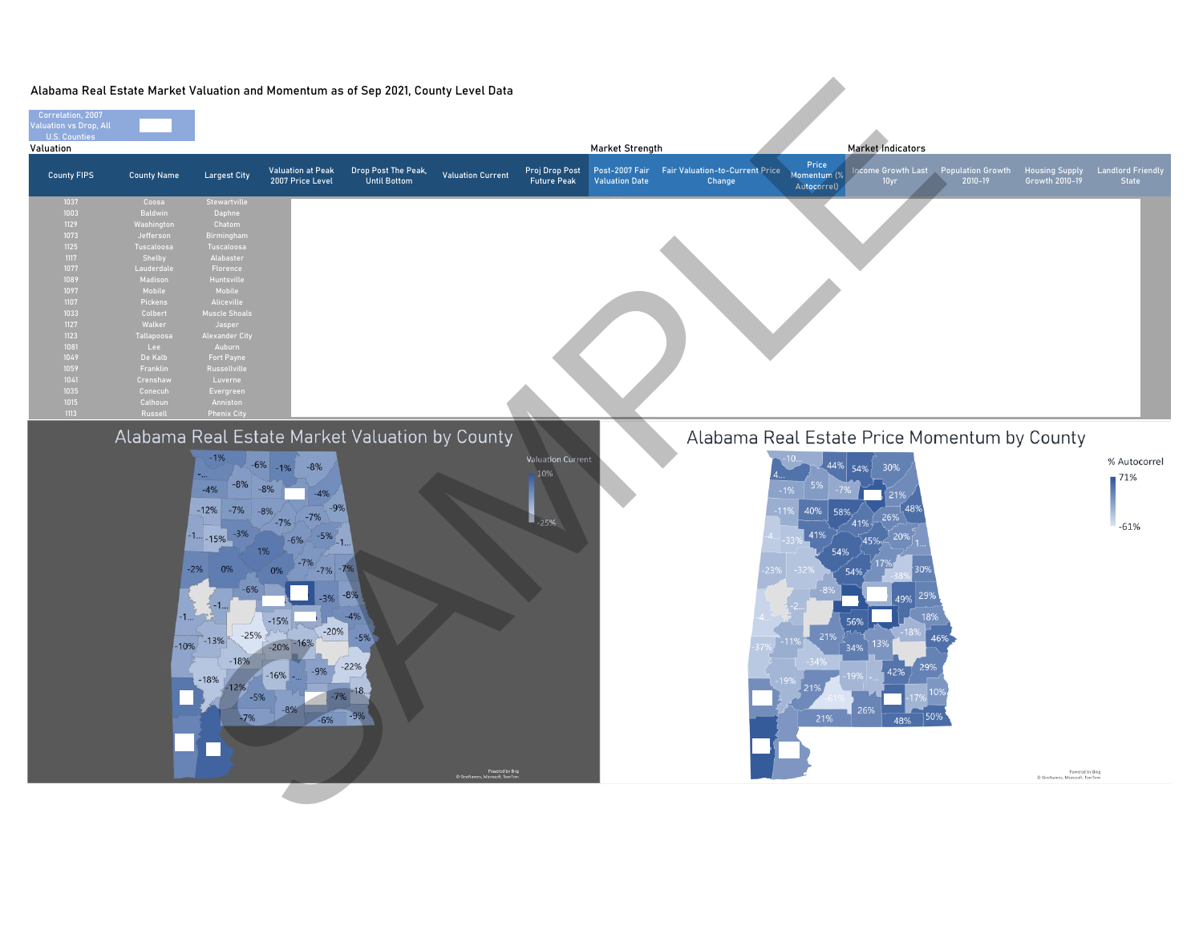# Alabama Real Estate Market Valuation and Momentum as of Sep 2021, County Level Data

Correlation, 2007 Valuation vs Drop, All U.S. Counties

| Valuation | | | | | | | Market Strength | | | Market Indicators | | | |
|---|---|---|---|---|---|---|---|---|---|---|---|---|---|
| County FIPS | County Name | Largest City | Valuation at Peak 2007 Price Level | Drop Post The Peak, Until Bottom | Valuation Current | Proj Drop Post Future Peak | Post-2007 Fair Valuation Date | Fair Valuation-to-Current Price Change | Price Momentum (% Autocorrel) | Income Growth Last 10yr | Population Growth 2010-19 | Housing Supply Growth 2010-19 | Landlord Friendly State |
| 1037 | Coosa | Stewartville | | | | | | | | | | | |
| 1003 | Baldwin | Daphne | | | | | | | | | | | |
| 1129 | Washington | Chatom | | | | | | | | | | | |
| 1073 | Jefferson | Birmingham | | | | | | | | | | | |
| 1125 | Tuscaloosa | Tuscaloosa | | | | | | | | | | | |
| 1117 | Shelby | Alabaster | | | | | | | | | | | |
| 1077 | Lauderdale | Florence | | | | | | | | | | | |
| 1089 | Madison | Huntsville | | | | | | | | | | | |
| 1097 | Mobile | Mobile | | | | | | | | | | | |
| 1107 | Pickens | Aliceville | | | | | | | | | | | |
| 1033 | Colbert | Muscle Shoals | | | | | | | | | | | |
| 1127 | Walker | Jasper | | | | | | | | | | | |
| 1123 | Tallapoosa | Alexander City | | | | | | | | | | | |
| 1081 | Lee | Auburn | | | | | | | | | | | |
| 1049 | De Kalb | Fort Payne | | | | | | | | | | | |
| 1059 | Franklin | Russellville | | | | | | | | | | | |
| 1041 | Crenshaw | Luverne | | | | | | | | | | | |
| 1035 | Conecuh | Evergreen | | | | | | | | | | | |
| 1015 | Calhoun | Anniston | | | | | | | | | | | |
| 1113 | Russell | Phenix City | | | | | | | | | | | |

## Alabama Real Estate Market Valuation by County

Valuation Current: 10% to -25%

## Alabama Real Estate Price Momentum by County

% Autocorrel: 71% to -61%

SAMPLE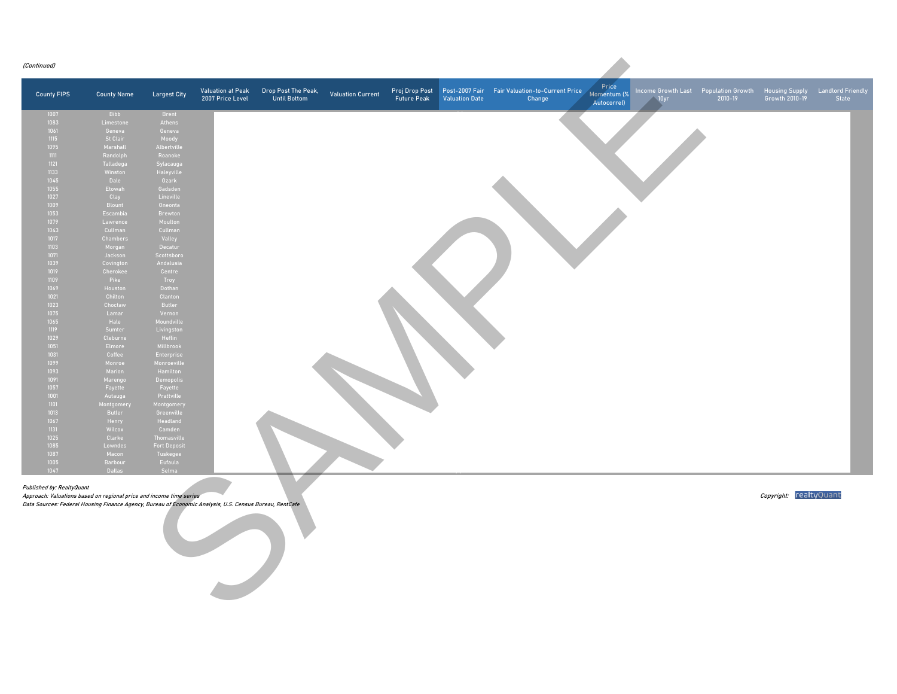*(Continued)*

| County FIPS | County Name | Largest City | Valuation at Peak 2007 Price Level | Drop Post The Peak, Until Bottom | Valuation Current | Proj Drop Post Future Peak | Post-2007 Fair Valuation Date | Fair Valuation-to-Current Price Change | Price Momentum (% Autocorrel) | Income Growth Last 10yr | Population Growth 2010-19 | Housing Supply Growth 2010-19 | Landlord Friendly State |
|---|---|---|---|---|---|---|---|---|---|---|---|---|---|
| 1007 | Bibb | Brent | | | | | | | | | | | |
| 1083 | Limestone | Athens | | | | | | | | | | | |
| 1061 | Geneva | Geneva | | | | | | | | | | | |
| 1115 | St Clair | Moody | | | | | | | | | | | |
| 1095 | Marshall | Albertville | | | | | | | | | | | |
| 1111 | Randolph | Roanoke | | | | | | | | | | | |
| 1121 | Talladega | Sylacauga | | | | | | | | | | | |
| 1133 | Winston | Haleyville | | | | | | | | | | | |
| 1045 | Dale | Ozark | | | | | | | | | | | |
| 1055 | Etowah | Gadsden | | | | | | | | | | | |
| 1027 | Clay | Lineville | | | | | | | | | | | |
| 1009 | Blount | Oneonta | | | | | | | | | | | |
| 1053 | Escambia | Brewton | | | | | | | | | | | |
| 1079 | Lawrence | Moulton | | | | | | | | | | | |
| 1043 | Cullman | Cullman | | | | | | | | | | | |
| 1017 | Chambers | Valley | | | | | | | | | | | |
| 1103 | Morgan | Decatur | | | | | | | | | | | |
| 1071 | Jackson | Scottsboro | | | | | | | | | | | |
| 1039 | Covington | Andalusia | | | | | | | | | | | |
| 1019 | Cherokee | Centre | | | | | | | | | | | |
| 1109 | Pike | Troy | | | | | | | | | | | |
| 1069 | Houston | Dothan | | | | | | | | | | | |
| 1021 | Chilton | Clanton | | | | | | | | | | | |
| 1023 | Choctaw | Butler | | | | | | | | | | | |
| 1075 | Lamar | Vernon | | | | | | | | | | | |
| 1065 | Hale | Moundville | | | | | | | | | | | |
| 1119 | Sumter | Livingston | | | | | | | | | | | |
| 1029 | Cleburne | Heflin | | | | | | | | | | | |
| 1051 | Elmore | Millbrook | | | | | | | | | | | |
| 1031 | Coffee | Enterprise | | | | | | | | | | | |
| 1099 | Monroe | Monroeville | | | | | | | | | | | |
| 1093 | Marion | Hamilton | | | | | | | | | | | |
| 1091 | Marengo | Demopolis | | | | | | | | | | | |
| 1057 | Fayette | Fayette | | | | | | | | | | | |
| 1001 | Autauga | Prattville | | | | | | | | | | | |
| 1101 | Montgomery | Montgomery | | | | | | | | | | | |
| 1013 | Butler | Greenville | | | | | | | | | | | |
| 1067 | Henry | Headland | | | | | | | | | | | |
| 1131 | Wilcox | Camden | | | | | | | | | | | |
| 1025 | Clarke | Thomasville | | | | | | | | | | | |
| 1085 | Lowndes | Fort Deposit | | | | | | | | | | | |
| 1087 | Macon | Tuskegee | | | | | | | | | | | |
| 1005 | Barbour | Eufaula | | | | | | | | | | | |
| 1047 | Dallas | Selma | | | | | | | | | | | |

*Published by: RealtyQuant*
*Approach: Valuations based on regional price and income time series*
*Data Sources: Federal Housing Finance Agency, Bureau of Economic Analysis, U.S. Census Bureau, RentCafe*

*Copyright:* realtyQuant

SAMPLE